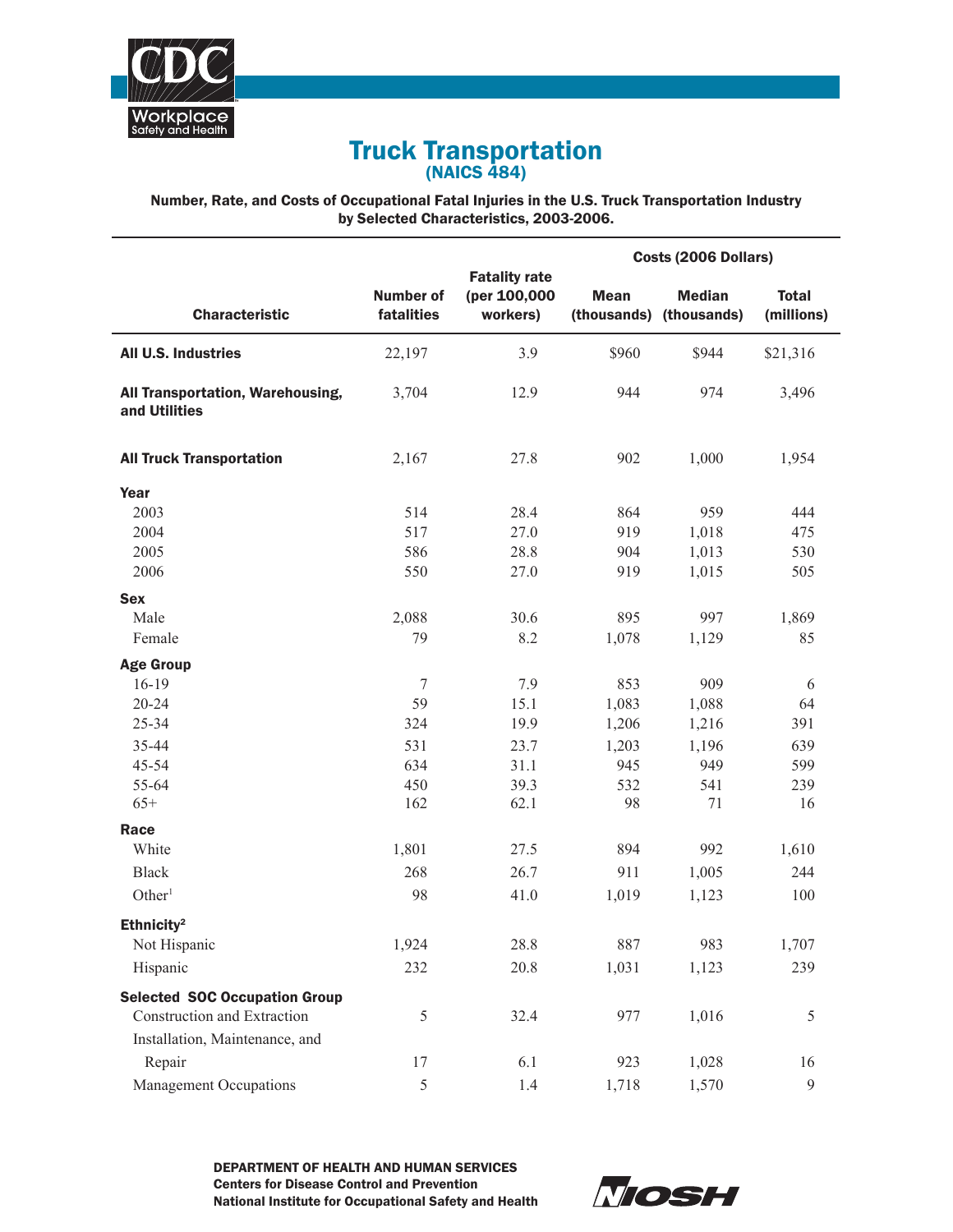# Truck Transportation

## (NAICS 484)

**Number, Rate, and Costs of Occupational Fatal Injuries in the U.S. Truck Transportation Industry by Selected Characteristics, 2003-2006.**

| Characteristic | Number of fatalities | Fatality rate (per 100,000 workers) | Costs (2006 Dollars) Mean (thousands) | Median (thousands) | Total (millions) |
|---|---|---|---|---|---|
| **All U.S. Industries** | 22,197 | 3.9 | $960 | $944 | $21,316 |
| **All Transportation, Warehousing, and Utilities** | 3,704 | 12.9 | 944 | 974 | 3,496 |
| **All Truck Transportation** | 2,167 | 27.8 | 902 | 1,000 | 1,954 |
| **Year** | | | | | |
| 2003 | 514 | 28.4 | 864 | 959 | 444 |
| 2004 | 517 | 27.0 | 919 | 1,018 | 475 |
| 2005 | 586 | 28.8 | 904 | 1,013 | 530 |
| 2006 | 550 | 27.0 | 919 | 1,015 | 505 |
| **Sex** | | | | | |
| Male | 2,088 | 30.6 | 895 | 997 | 1,869 |
| Female | 79 | 8.2 | 1,078 | 1,129 | 85 |
| **Age Group** | | | | | |
| 16-19 | 7 | 7.9 | 853 | 909 | 6 |
| 20-24 | 59 | 15.1 | 1,083 | 1,088 | 64 |
| 25-34 | 324 | 19.9 | 1,206 | 1,216 | 391 |
| 35-44 | 531 | 23.7 | 1,203 | 1,196 | 639 |
| 45-54 | 634 | 31.1 | 945 | 949 | 599 |
| 55-64 | 450 | 39.3 | 532 | 541 | 239 |
| 65+ | 162 | 62.1 | 98 | 71 | 16 |
| **Race** | | | | | |
| White | 1,801 | 27.5 | 894 | 992 | 1,610 |
| Black | 268 | 26.7 | 911 | 1,005 | 244 |
| Other[1] | 98 | 41.0 | 1,019 | 1,123 | 100 |
| **Ethnicity[2]** | | | | | |
| Not Hispanic | 1,924 | 28.8 | 887 | 983 | 1,707 |
| Hispanic | 232 | 20.8 | 1,031 | 1,123 | 239 |
| **Selected SOC Occupation Group** | | | | | |
| Construction and Extraction | 5 | 32.4 | 977 | 1,016 | 5 |
| Installation, Maintenance, and Repair | 17 | 6.1 | 923 | 1,028 | 16 |
| Management Occupations | 5 | 1.4 | 1,718 | 1,570 | 9 |

**DEPARTMENT OF HEALTH AND HUMAN SERVICES**
**Centers for Disease Control and Prevention**
**National Institute for Occupational Safety and Health**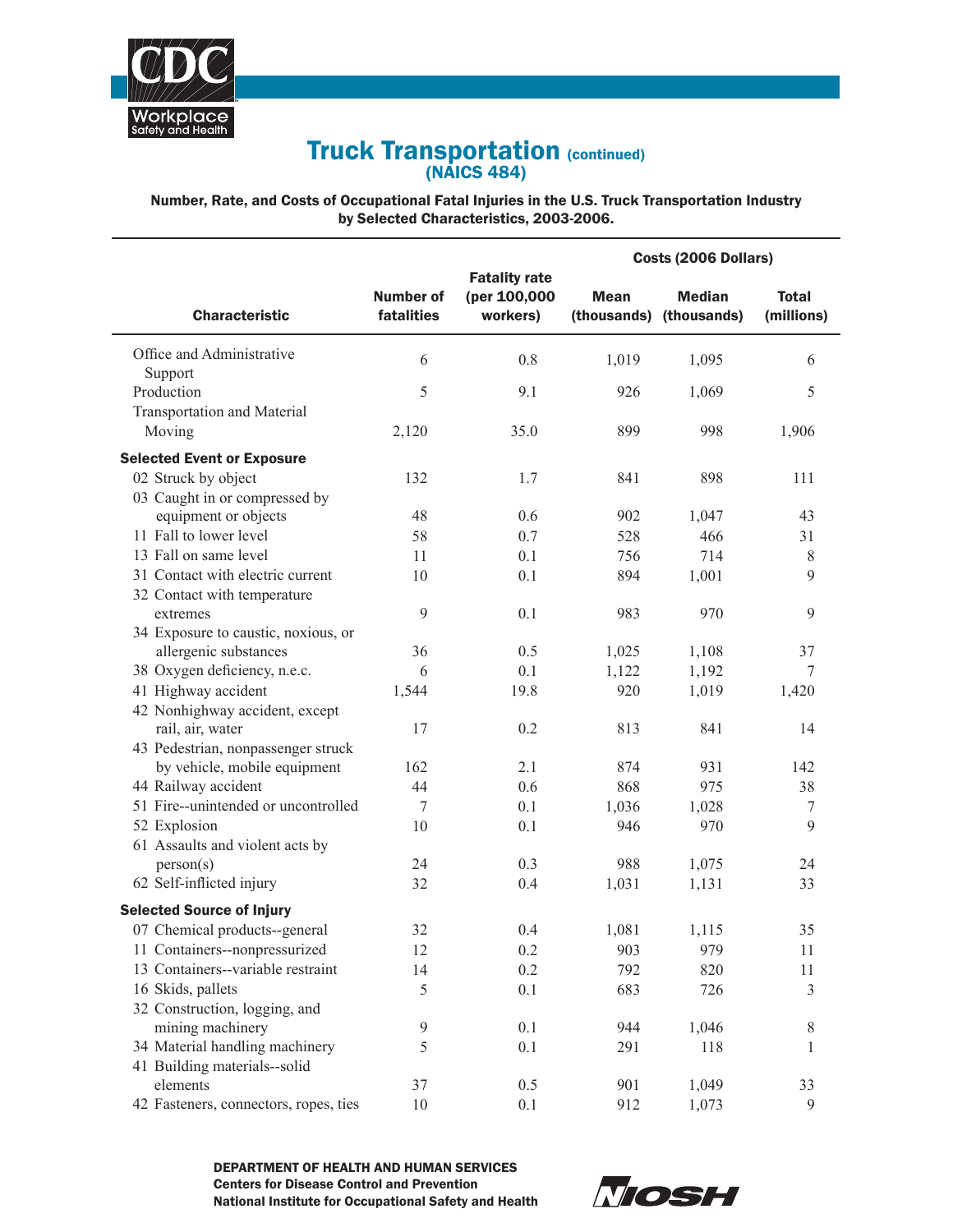# Truck Transportation (continued)
## (NAICS 484)

**Number, Rate, and Costs of Occupational Fatal Injuries in the U.S. Truck Transportation Industry by Selected Characteristics, 2003-2006.**

| Characteristic | Number of fatalities | Fatality rate (per 100,000 workers) | Costs (2006 Dollars) Mean (thousands) | Median (thousands) | Total (millions) |
|---|---|---|---|---|---|
| Office and Administrative Support | 6 | 0.8 | 1,019 | 1,095 | 6 |
| Production | 5 | 9.1 | 926 | 1,069 | 5 |
| Transportation and Material Moving | 2,120 | 35.0 | 899 | 998 | 1,906 |
| **Selected Event or Exposure** | | | | | |
| 02 Struck by object | 132 | 1.7 | 841 | 898 | 111 |
| 03 Caught in or compressed by equipment or objects | 48 | 0.6 | 902 | 1,047 | 43 |
| 11 Fall to lower level | 58 | 0.7 | 528 | 466 | 31 |
| 13 Fall on same level | 11 | 0.1 | 756 | 714 | 8 |
| 31 Contact with electric current | 10 | 0.1 | 894 | 1,001 | 9 |
| 32 Contact with temperature extremes | 9 | 0.1 | 983 | 970 | 9 |
| 34 Exposure to caustic, noxious, or allergenic substances | 36 | 0.5 | 1,025 | 1,108 | 37 |
| 38 Oxygen deficiency, n.e.c. | 6 | 0.1 | 1,122 | 1,192 | 7 |
| 41 Highway accident | 1,544 | 19.8 | 920 | 1,019 | 1,420 |
| 42 Nonhighway accident, except rail, air, water | 17 | 0.2 | 813 | 841 | 14 |
| 43 Pedestrian, nonpassenger struck by vehicle, mobile equipment | 162 | 2.1 | 874 | 931 | 142 |
| 44 Railway accident | 44 | 0.6 | 868 | 975 | 38 |
| 51 Fire--unintended or uncontrolled | 7 | 0.1 | 1,036 | 1,028 | 7 |
| 52 Explosion | 10 | 0.1 | 946 | 970 | 9 |
| 61 Assaults and violent acts by person(s) | 24 | 0.3 | 988 | 1,075 | 24 |
| 62 Self-inflicted injury | 32 | 0.4 | 1,031 | 1,131 | 33 |
| **Selected Source of Injury** | | | | | |
| 07 Chemical products--general | 32 | 0.4 | 1,081 | 1,115 | 35 |
| 11 Containers--nonpressurized | 12 | 0.2 | 903 | 979 | 11 |
| 13 Containers--variable restraint | 14 | 0.2 | 792 | 820 | 11 |
| 16 Skids, pallets | 5 | 0.1 | 683 | 726 | 3 |
| 32 Construction, logging, and mining machinery | 9 | 0.1 | 944 | 1,046 | 8 |
| 34 Material handling machinery | 5 | 0.1 | 291 | 118 | 1 |
| 41 Building materials--solid elements | 37 | 0.5 | 901 | 1,049 | 33 |
| 42 Fasteners, connectors, ropes, ties | 10 | 0.1 | 912 | 1,073 | 9 |

**DEPARTMENT OF HEALTH AND HUMAN SERVICES**
**Centers for Disease Control and Prevention**
**National Institute for Occupational Safety and Health**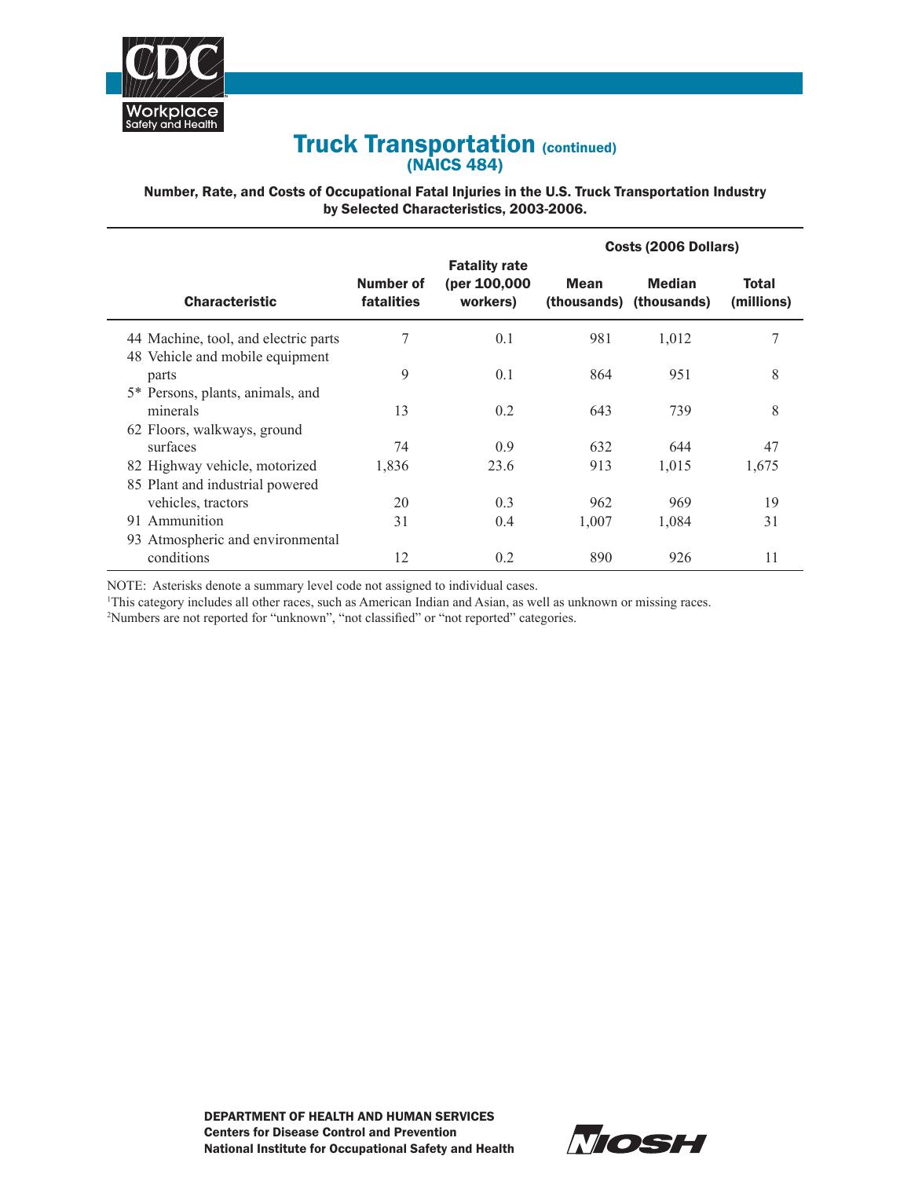# Truck Transportation (continued)
## (NAICS 484)

**Number, Rate, and Costs of Occupational Fatal Injuries in the U.S. Truck Transportation Industry by Selected Characteristics, 2003-2006.**

| Characteristic | Number of fatalities | Fatality rate (per 100,000 workers) | Costs (2006 Dollars) Mean (thousands) | Median (thousands) | Total (millions) |
|---|---|---|---|---|---|
| 44 Machine, tool, and electric parts | 7 | 0.1 | 981 | 1,012 | 7 |
| 48 Vehicle and mobile equipment parts | 9 | 0.1 | 864 | 951 | 8 |
| 5* Persons, plants, animals, and minerals | 13 | 0.2 | 643 | 739 | 8 |
| 62 Floors, walkways, ground surfaces | 74 | 0.9 | 632 | 644 | 47 |
| 82 Highway vehicle, motorized | 1,836 | 23.6 | 913 | 1,015 | 1,675 |
| 85 Plant and industrial powered vehicles, tractors | 20 | 0.3 | 962 | 969 | 19 |
| 91 Ammunition | 31 | 0.4 | 1,007 | 1,084 | 31 |
| 93 Atmospheric and environmental conditions | 12 | 0.2 | 890 | 926 | 11 |

NOTE: Asterisks denote a summary level code not assigned to individual cases.

[1]This category includes all other races, such as American Indian and Asian, as well as unknown or missing races.

[2]Numbers are not reported for "unknown", "not classified" or "not reported" categories.

**DEPARTMENT OF HEALTH AND HUMAN SERVICES**
**Centers for Disease Control and Prevention**
**National Institute for Occupational Safety and Health**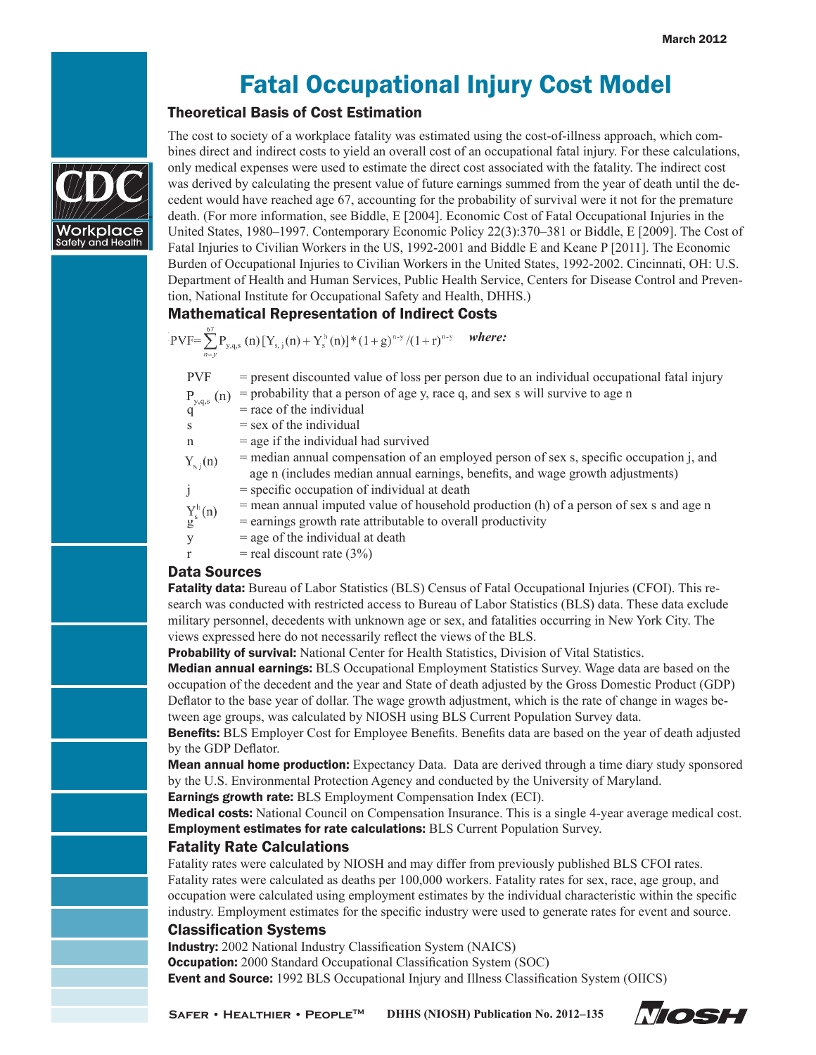# Fatal Occupational Injury Cost Model

## Theoretical Basis of Cost Estimation

The cost to society of a workplace fatality was estimated using the cost-of-illness approach, which combines direct and indirect costs to yield an overall cost of an occupational fatal injury. For these calculations, only medical expenses were used to estimate the direct cost associated with the fatality. The indirect cost was derived by calculating the present value of future earnings summed from the year of death until the decedent would have reached age 67, accounting for the probability of survival were it not for the premature death. (For more information, see Biddle, E [2004]. Economic Cost of Fatal Occupational Injuries in the United States, 1980–1997. Contemporary Economic Policy 22(3):370–381 or Biddle, E [2009]. The Cost of Fatal Injuries to Civilian Workers in the US, 1992-2001 and Biddle E and Keane P [2011]. The Economic Burden of Occupational Injuries to Civilian Workers in the United States, 1992-2002. Cincinnati, OH: U.S. Department of Health and Human Services, Public Health Service, Centers for Disease Control and Prevention, National Institute for Occupational Safety and Health, DHHS.)

## Mathematical Representation of Indirect Costs

$$PVF = \sum_{n=y}^{67} P_{y,q,s}(n)\left[Y_{s,j}(n) + Y_s^h(n)\right] * (1+g)^{n-y} / (1+r)^{n-y}$$ ***where:***

- $PVF$ = present discounted value of loss per person due to an individual occupational fatal injury
- $P_{y,q,s}(n)$ = probability that a person of age y, race q, and sex s will survive to age n
- $q$ = race of the individual
- $s$ = sex of the individual
- $n$ = age if the individual had survived
- $Y_{s,j}(n)$ = median annual compensation of an employed person of sex s, specific occupation j, and age n (includes median annual earnings, benefits, and wage growth adjustments)
- $j$ = specific occupation of individual at death
- $Y_s^h(n)$ = mean annual imputed value of household production (h) of a person of sex s and age n
- $g$ = earnings growth rate attributable to overall productivity
- $y$ = age of the individual at death
- $r$ = real discount rate (3%)

## Data Sources

**Fatality data:** Bureau of Labor Statistics (BLS) Census of Fatal Occupational Injuries (CFOI). This research was conducted with restricted access to Bureau of Labor Statistics (BLS) data. These data exclude military personnel, decedents with unknown age or sex, and fatalities occurring in New York City. The views expressed here do not necessarily reflect the views of the BLS.

**Probability of survival:** National Center for Health Statistics, Division of Vital Statistics.

**Median annual earnings:** BLS Occupational Employment Statistics Survey. Wage data are based on the occupation of the decedent and the year and State of death adjusted by the Gross Domestic Product (GDP) Deflator to the base year of dollar. The wage growth adjustment, which is the rate of change in wages between age groups, was calculated by NIOSH using BLS Current Population Survey data.

**Benefits:** BLS Employer Cost for Employee Benefits. Benefits data are based on the year of death adjusted by the GDP Deflator.

**Mean annual home production:** Expectancy Data. Data are derived through a time diary study sponsored by the U.S. Environmental Protection Agency and conducted by the University of Maryland.

**Earnings growth rate:** BLS Employment Compensation Index (ECI).

**Medical costs:** National Council on Compensation Insurance. This is a single 4-year average medical cost.

**Employment estimates for rate calculations:** BLS Current Population Survey.

## Fatality Rate Calculations

Fatality rates were calculated by NIOSH and may differ from previously published BLS CFOI rates. Fatality rates were calculated as deaths per 100,000 workers. Fatality rates for sex, race, age group, and occupation were calculated using employment estimates by the individual characteristic within the specific industry. Employment estimates for the specific industry were used to generate rates for event and source.

## Classification Systems

**Industry:** 2002 National Industry Classification System (NAICS)

**Occupation:** 2000 Standard Occupational Classification System (SOC)

**Event and Source:** 1992 BLS Occupational Injury and Illness Classification System (OIICS)

DHHS (NIOSH) Publication No. 2012–135